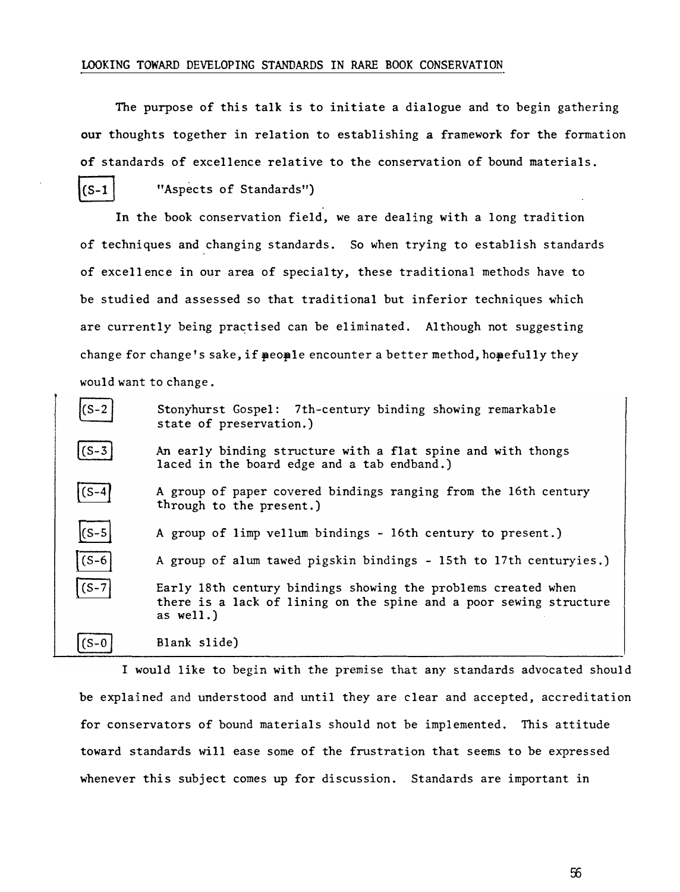## LOOKING TOWARD DEVELOPING STANDARDS IN RARE BOOK CONSERVATION

The purpose of this talk is to initiate a dialogue and to begin gathering our thoughts together in relation to establishing a framework for the formation of standards of excellence relative to the conservation of bound materials.

(S-1 "Aspects of Standards")

In the book conservation field, we are dealing with a long tradition of techniques and changing standards. So when trying to establish standards of excellence in our area of specialty, these traditional methods have to be studied and assessed so that traditional but inferior techniques which are currently being practised can be eliminated. Although not suggesting change for change's sake, if people encounter a better method, hopefully they would want to change.

(S-2 Stonyhurst Gospel: 7th-century binding showing remarkable state of preservation.)

(S-3 An early binding structure with a flat spine and with thongs laced in the board edge and a tab endband.)

(S-4 A group of paper covered bindings ranging from the 16th century through to the present.)

(S-5 A group of limp vellum bindings - 16th century to present.)

(S-6 A group of alum tawed pigskin bindings - 15th to 17th centuryies.)

(S-7 Early 18th century bindings showing the problems created when there is a lack of lining on the spine and a poor sewing structure as well.)

(S-0 Blank slide)

I would like to begin with the premise that any standards advocated should be explained and understood and until they are clear and accepted, accreditation for conservators of bound materials should not be implemented. This attitude toward standards will ease some of the frustration that seems to be expressed whenever this subject comes up for discussion. Standards are important in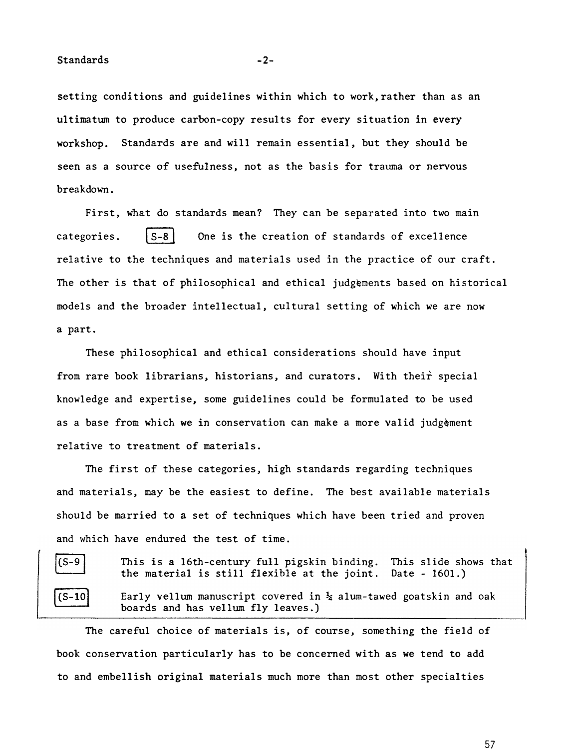setting conditions and guidelines within which to work, rather than as an ultimatum to produce carbon-copy results for every situation in every workshop. Standards are and will remain essential, but they should be seen as a source of usefulness, not as the basis for trauma or nervous breakdown.

First, what do standards mean? They can be separated into two main categories. [S-8] One is the creation of standards of excellence relative to the techniques and materials used in the practice of our craft. The other is that of philosophical and ethical judgements based on historical models and the broader intellectual, cultural setting of which we are now a part.

These philosophical and ethical considerations should have input from rare book librarians, historians, and curators. With their special knowledge and expertise, some guidelines could be formulated to be used as a base from which we in conservation can make a more valid judgement relative to treatment of materials.

The first of these categories, high standards regarding techniques and materials, may be the easiest to define. The best available materials should be married to a set of techniques which have been tried and proven and which have endured the test of time.

[(S-9] This is a 16th-century full pigskin binding. This slide shows that the material is still flexible at the joint. Date - 1601.)

[(S-10] Early vellum manuscript covered in ¼ alum-tawed goatskin and oak boards and has vellum fly leaves.)

The careful choice of materials is, of course, something the field of book conservation particularly has to be concerned with as we tend to add to and embellish original materials much more than most other specialties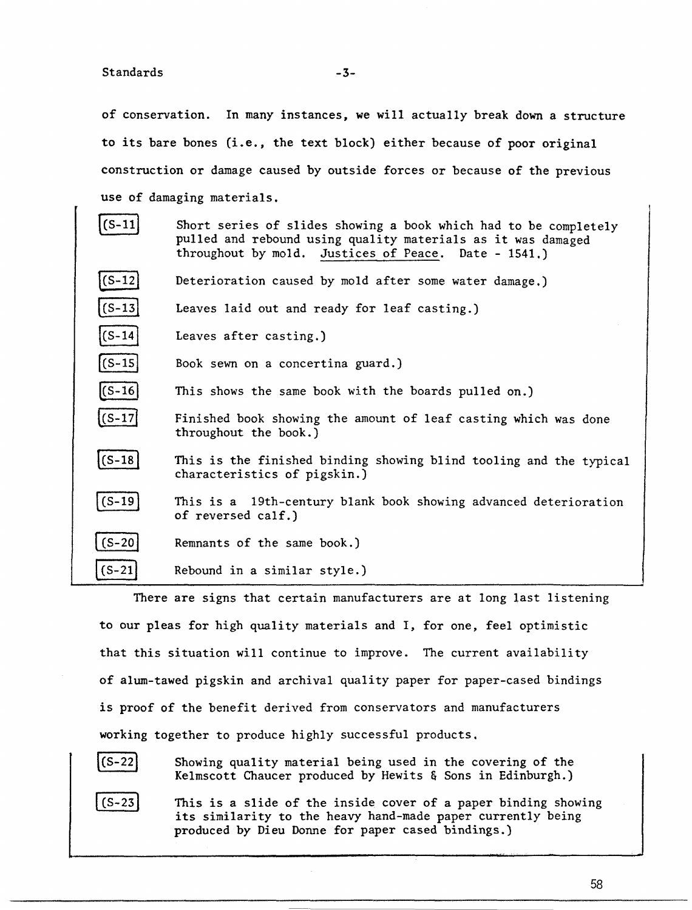of conservation. In many instances, we will actually break down a structure to its bare bones (i.e., the text block) either because of poor original construction or damage caused by outside forces or because of the previous use of damaging materials.

(S-11) Short series of slides showing a book which had to be completely pulled and rebound using quality materials as it was damaged throughout by mold. Justices of Peace. Date - 1541.)

(S-12) Deterioration caused by mold after some water damage.)

(S-13) Leaves laid out and ready for leaf casting.)

(S-14) Leaves after casting.)

(S-15) Book sewn on a concertina guard.)

(S-16) This shows the same book with the boards pulled on.)

(S-17) Finished book showing the amount of leaf casting which was done throughout the book.)

(S-18) This is the finished binding showing blind tooling and the typical characteristics of pigskin.)

(S-19) This is a 19th-century blank book showing advanced deterioration of reversed calf.)

(S-20) Remnants of the same book.)

(S-21) Rebound in a similar style.)

There are signs that certain manufacturers are at long last listening to our pleas for high quality materials and I, for one, feel optimistic that this situation will continue to improve. The current availability of alum-tawed pigskin and archival quality paper for paper-cased bindings is proof of the benefit derived from conservators and manufacturers working together to produce highly successful products.

(S-22) Showing quality material being used in the covering of the Kelmscott Chaucer produced by Hewits & Sons in Edinburgh.)

(S-23) This is a slide of the inside cover of a paper binding showing its similarity to the heavy hand-made paper currently being produced by Dieu Donne for paper cased bindings.)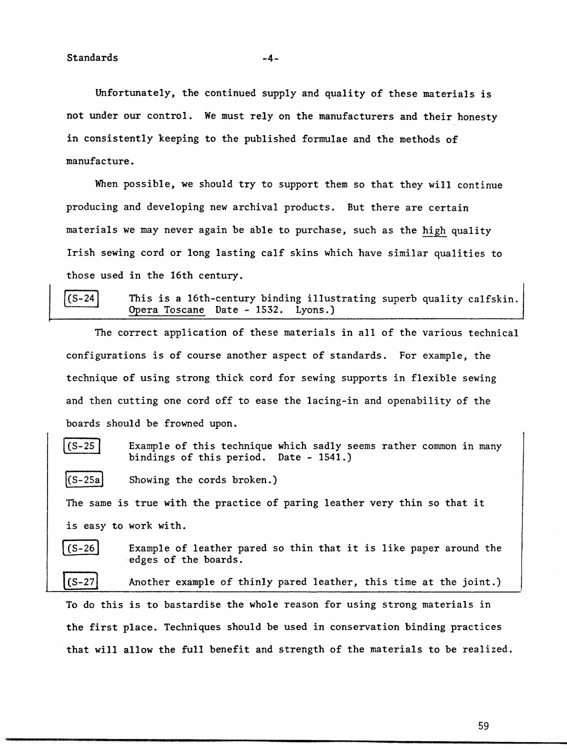Unfortunately, the continued supply and quality of these materials is not under our control. We must rely on the manufacturers and their honesty in consistently keeping to the published formulae and the methods of manufacture.

When possible, we should try to support them so that they will continue producing and developing new archival products. But there are certain materials we may never again be able to purchase, such as the <u>high</u> quality Irish sewing cord or long lasting calf skins which have similar qualities to those used in the 16th century.

(S-24) This is a 16th-century binding illustrating superb quality calfskin. <u>Opera Toscane</u> Date - 1532. Lyons.)

The correct application of these materials in all of the various technical configurations is of course another aspect of standards. For example, the technique of using strong thick cord for sewing supports in flexible sewing and then cutting one cord off to ease the lacing-in and openability of the boards should be frowned upon.

(S-25) Example of this technique which sadly seems rather common in many bindings of this period. Date - 1541.)

(S-25a) Showing the cords broken.)

The same is true with the practice of paring leather very thin so that it is easy to work with.

(S-26) Example of leather pared so thin that it is like paper around the edges of the boards.

(S-27) Another example of thinly pared leather, this time at the joint.)

To do this is to bastardise the whole reason for using strong materials in the first place. Techniques should be used in conservation binding practices that will allow the full benefit and strength of the materials to be realized.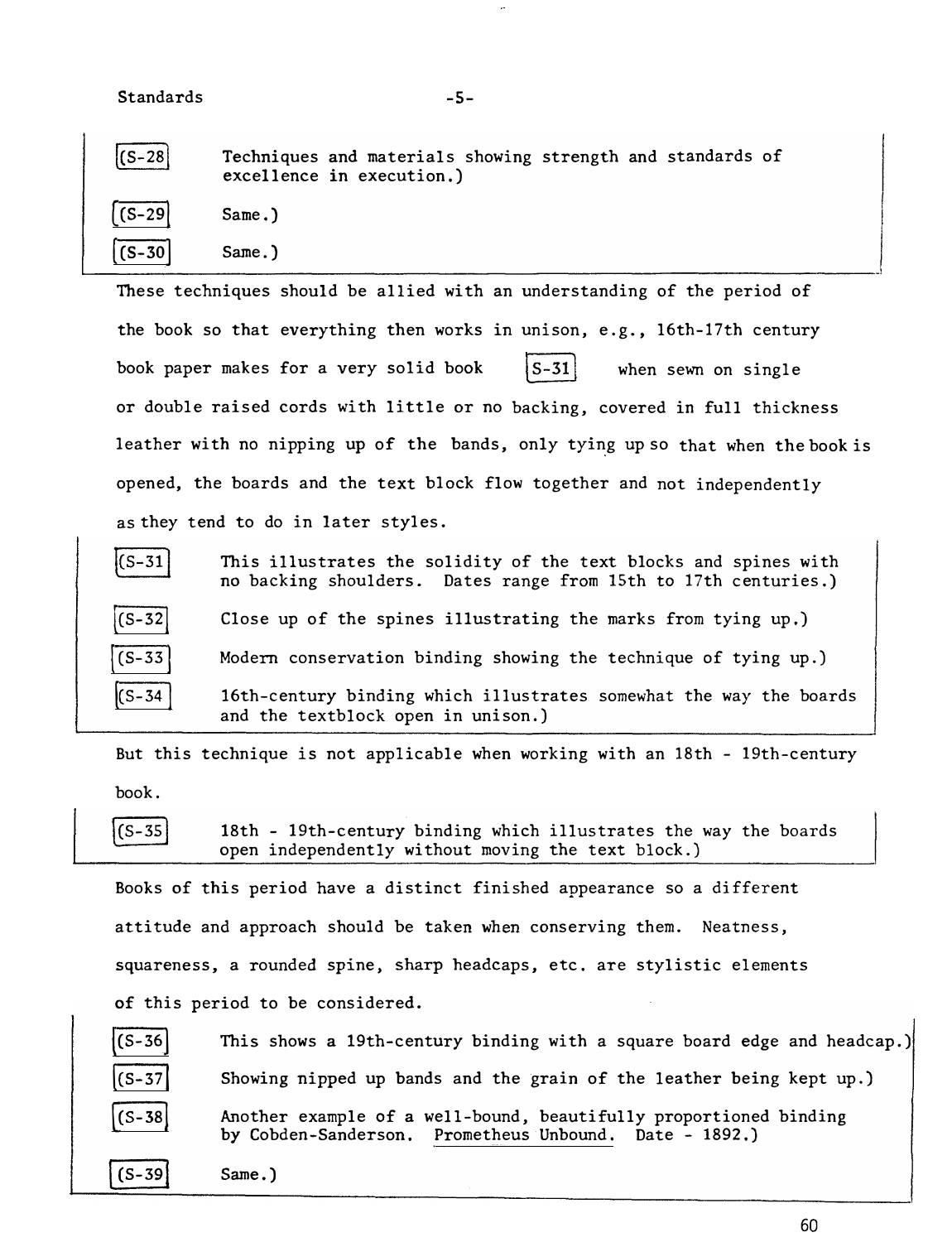(S-28 Techniques and materials showing strength and standards of excellence in execution.)

(S-29 Same.)

(S-30 Same.)

These techniques should be allied with an understanding of the period of the book so that everything then works in unison, e.g., 16th-17th century book paper makes for a very solid book S-31 when sewn on single or double raised cords with little or no backing, covered in full thickness leather with no nipping up of the bands, only tying up so that when the book is opened, the boards and the text block flow together and not independently as they tend to do in later styles.

(S-31 This illustrates the solidity of the text blocks and spines with no backing shoulders. Dates range from 15th to 17th centuries.)

(S-32 Close up of the spines illustrating the marks from tying up.)

(S-33 Modern conservation binding showing the technique of tying up.)

(S-34 16th-century binding which illustrates somewhat the way the boards and the textblock open in unison.)

But this technique is not applicable when working with an 18th - 19th-century book.

(S-35 18th - 19th-century binding which illustrates the way the boards open independently without moving the text block.)

Books of this period have a distinct finished appearance so a different attitude and approach should be taken when conserving them. Neatness, squareness, a rounded spine, sharp headcaps, etc. are stylistic elements of this period to be considered.

(S-36 This shows a 19th-century binding with a square board edge and headcap.)

(S-37 Showing nipped up bands and the grain of the leather being kept up.)

(S-38 Another example of a well-bound, beautifully proportioned binding by Cobden-Sanderson. Prometheus Unbound. Date - 1892.)

(S-39 Same.)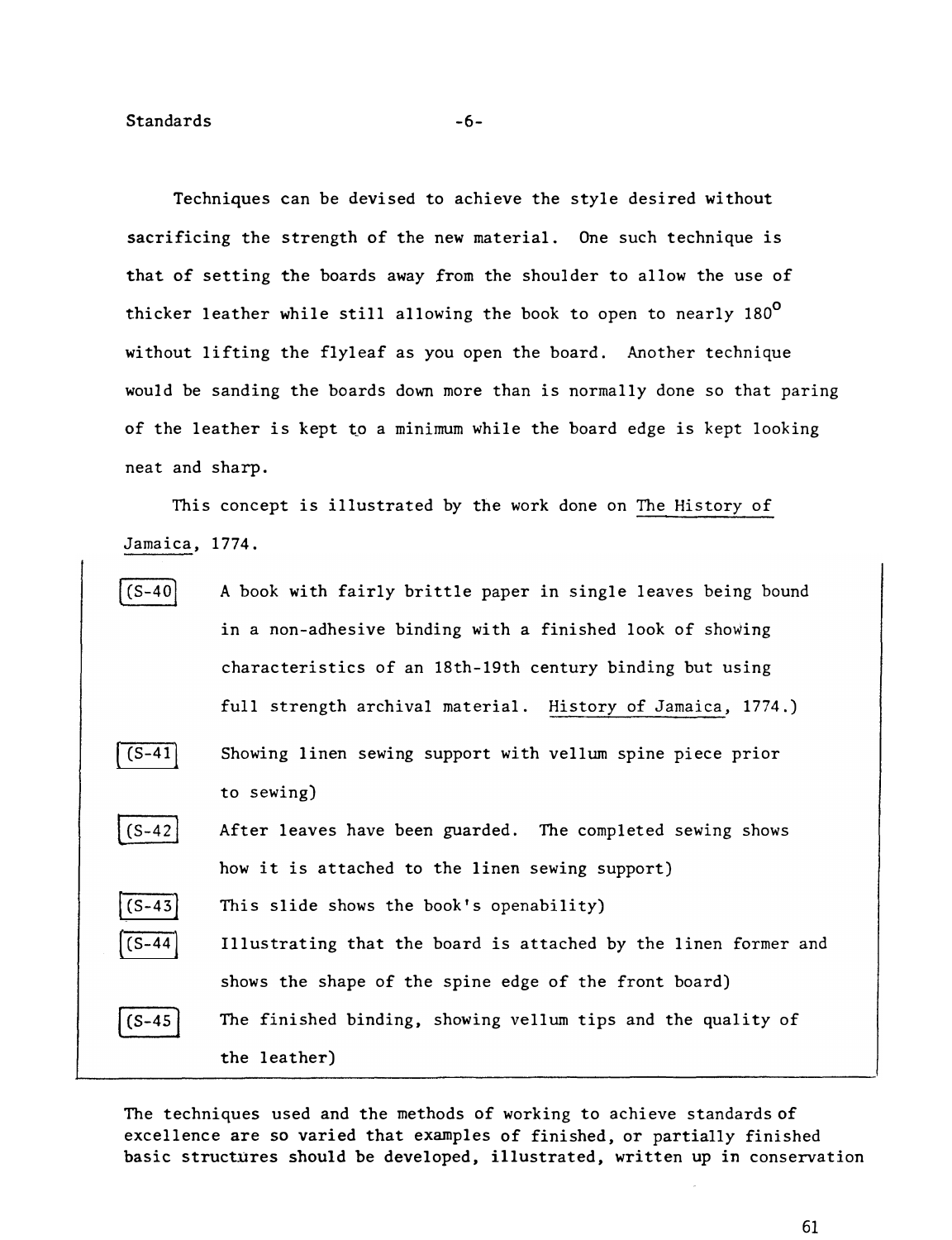Techniques can be devised to achieve the style desired without sacrificing the strength of the new material. One such technique is that of setting the boards away from the shoulder to allow the use of thicker leather while still allowing the book to open to nearly 180$^{o}$ without lifting the flyleaf as you open the board. Another technique would be sanding the boards down more than is normally done so that paring of the leather is kept to a minimum while the board edge is kept looking neat and sharp.

This concept is illustrated by the work done on The History of Jamaica, 1774.

| | |
|---|---|
| (S-40) | A book with fairly brittle paper in single leaves being bound in a non-adhesive binding with a finished look of showing characteristics of an 18th-19th century binding but using full strength archival material. History of Jamaica, 1774.) |
| (S-41) | Showing linen sewing support with vellum spine piece prior to sewing) |
| (S-42) | After leaves have been guarded. The completed sewing shows how it is attached to the linen sewing support) |
| (S-43) | This slide shows the book's openability) |
| (S-44) | Illustrating that the board is attached by the linen former and shows the shape of the spine edge of the front board) |
| (S-45) | The finished binding, showing vellum tips and the quality of the leather) |

The techniques used and the methods of working to achieve standards of excellence are so varied that examples of finished, or partially finished basic structures should be developed, illustrated, written up in conservation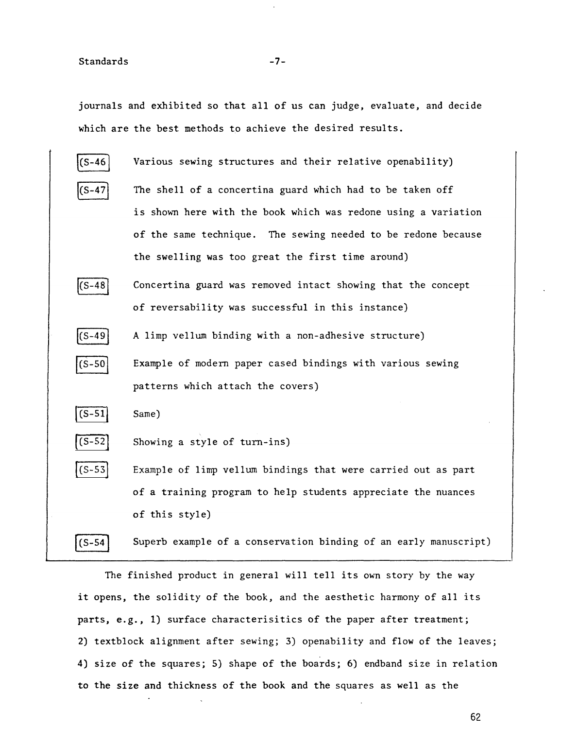journals and exhibited so that all of us can judge, evaluate, and decide which are the best methods to achieve the desired results.

(S-46 Various sewing structures and their relative openability)

(S-47 The shell of a concertina guard which had to be taken off is shown here with the book which was redone using a variation of the same technique. The sewing needed to be redone because the swelling was too great the first time around)

(S-48 Concertina guard was removed intact showing that the concept of reversability was successful in this instance)

(S-49 A limp vellum binding with a non-adhesive structure)

(S-50 Example of modern paper cased bindings with various sewing patterns which attach the covers)

(S-51 Same)

(S-52 Showing a style of turn-ins)

(S-53 Example of limp vellum bindings that were carried out as part of a training program to help students appreciate the nuances of this style)

(S-54 Superb example of a conservation binding of an early manuscript)

The finished product in general will tell its own story by the way it opens, the solidity of the book, and the aesthetic harmony of all its parts, e.g., 1) surface characterisitics of the paper after treatment; 2) textblock alignment after sewing; 3) openability and flow of the leaves; 4) size of the squares; 5) shape of the boards; 6) endband size in relation to the size and thickness of the book and the squares as well as the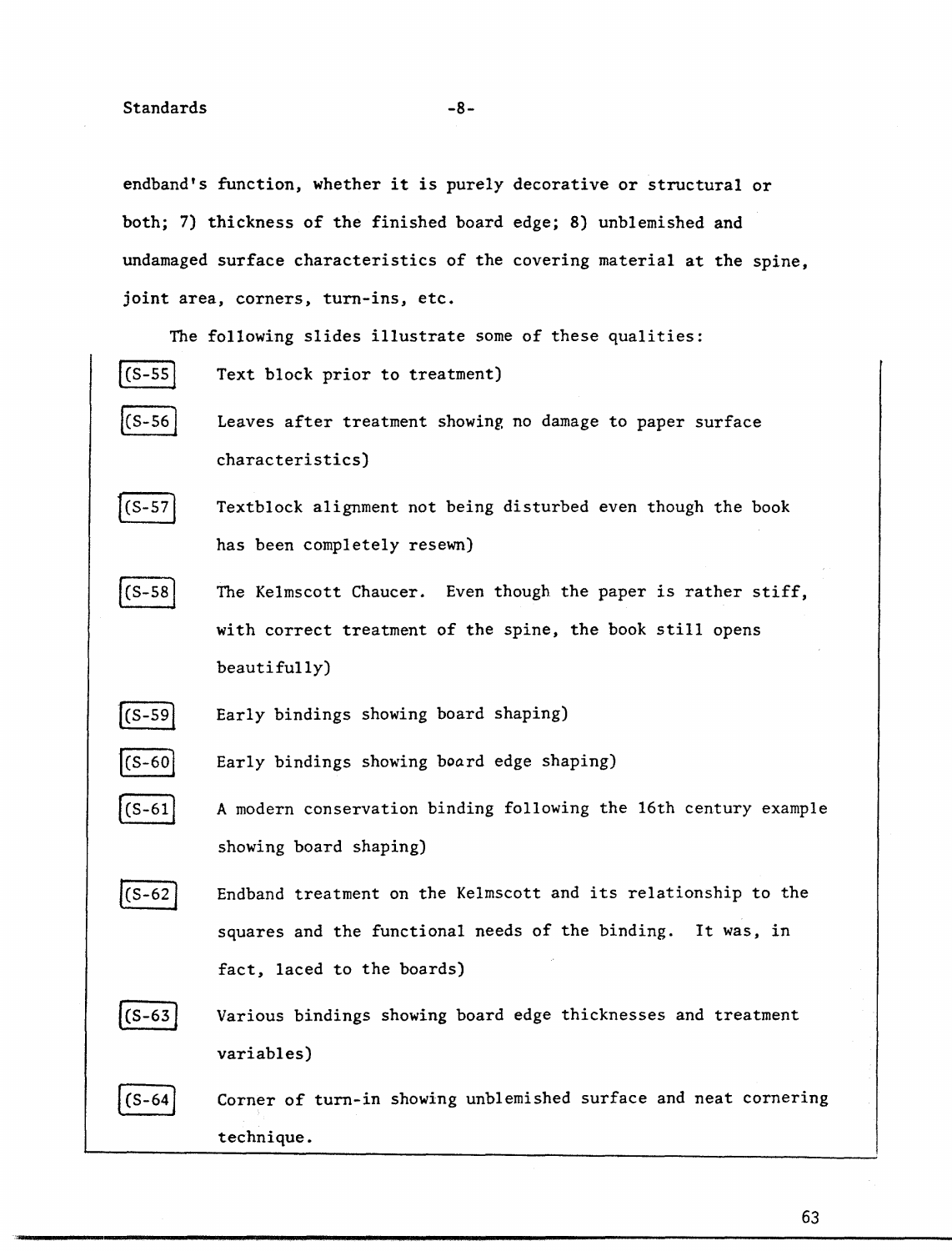endband's function, whether it is purely decorative or structural or both; 7) thickness of the finished board edge; 8) unblemished and undamaged surface characteristics of the covering material at the spine, joint area, corners, turn-ins, etc.

The following slides illustrate some of these qualities:

(S-55 Text block prior to treatment)

(S-56 Leaves after treatment showing no damage to paper surface characteristics)

(S-57 Textblock alignment not being disturbed even though the book has been completely resewn)

(S-58 The Kelmscott Chaucer. Even though the paper is rather stiff, with correct treatment of the spine, the book still opens beautifully)

(S-59 Early bindings showing board shaping)

(S-60 Early bindings showing board edge shaping)

(S-61 A modern conservation binding following the 16th century example showing board shaping)

(S-62 Endband treatment on the Kelmscott and its relationship to the squares and the functional needs of the binding. It was, in fact, laced to the boards)

(S-63 Various bindings showing board edge thicknesses and treatment variables)

(S-64 Corner of turn-in showing unblemished surface and neat cornering technique.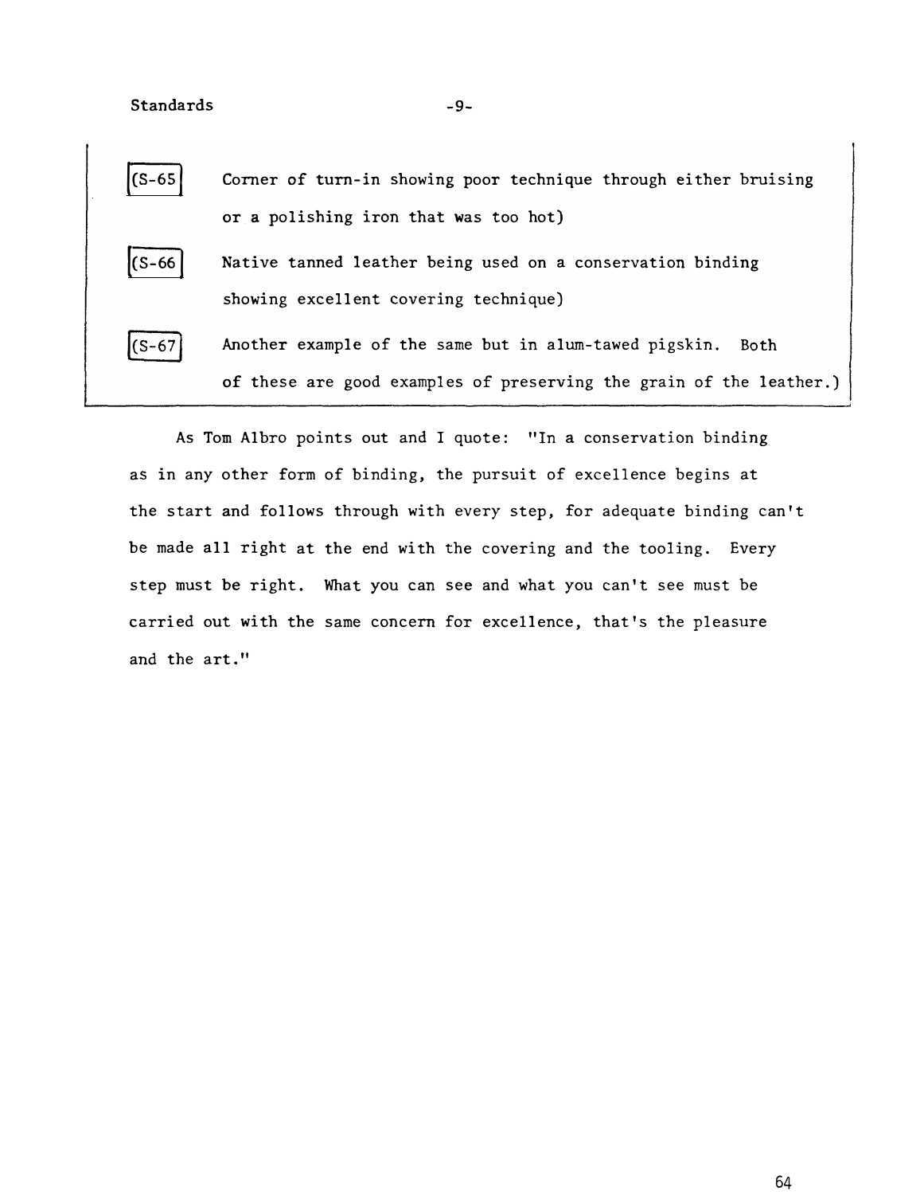(S-65) Corner of turn-in showing poor technique through either bruising or a polishing iron that was too hot)

(S-66) Native tanned leather being used on a conservation binding showing excellent covering technique)

(S-67) Another example of the same but in alum-tawed pigskin. Both of these are good examples of preserving the grain of the leather.)

As Tom Albro points out and I quote: "In a conservation binding as in any other form of binding, the pursuit of excellence begins at the start and follows through with every step, for adequate binding can't be made all right at the end with the covering and the tooling. Every step must be right. What you can see and what you can't see must be carried out with the same concern for excellence, that's the pleasure and the art."